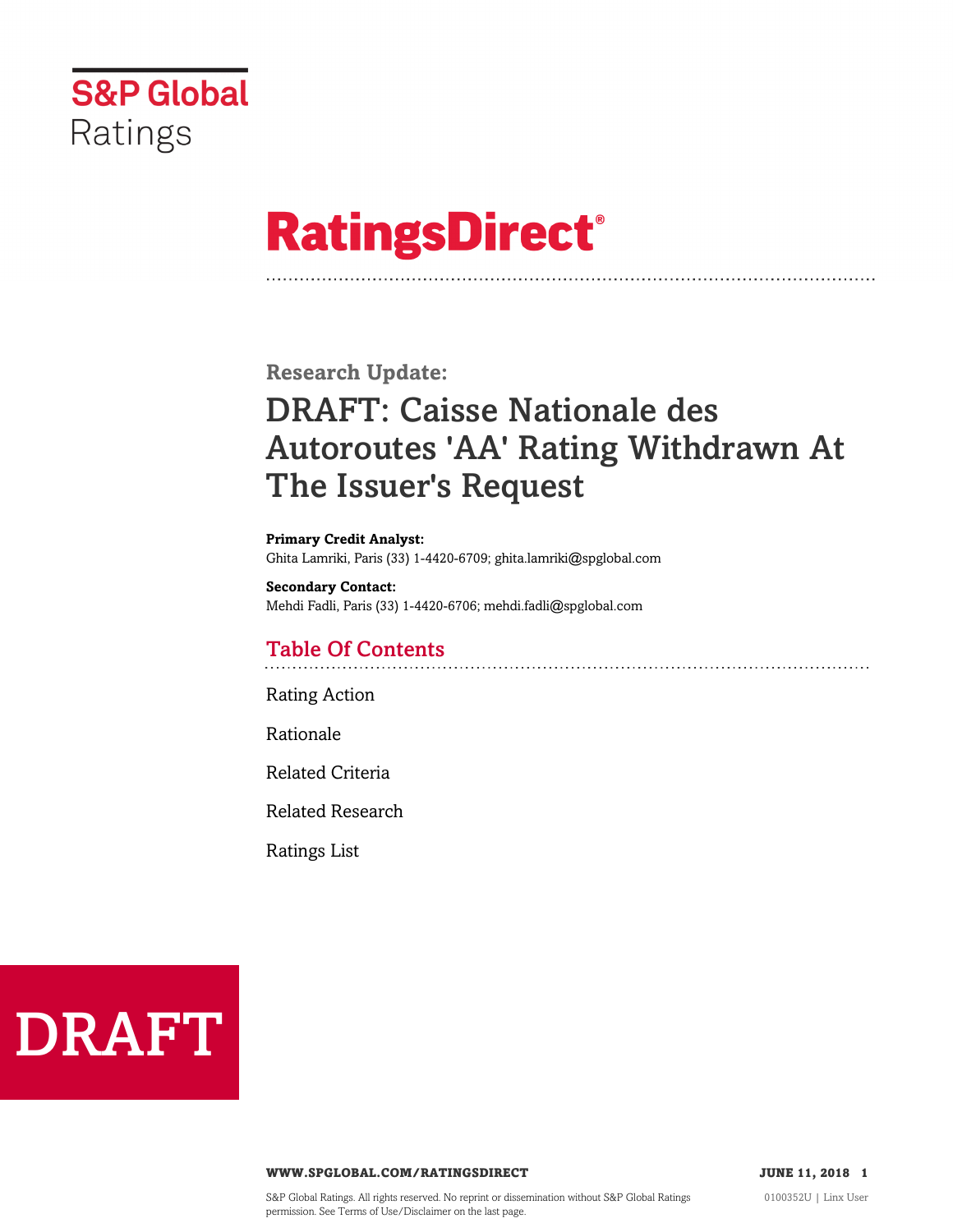S&P Global Ratings

# RatingsDirect®

## Research Update:

# DRAFT: Caisse Nationale des Autoroutes 'AA' Rating Withdrawn At The Issuer's Request

**Primary Credit Analyst:**
Ghita Lamriki, Paris (33) 1-4420-6709; ghita.lamriki@spglobal.com

**Secondary Contact:**
Mehdi Fadli, Paris (33) 1-4420-6706; mehdi.fadli@spglobal.com

## Table Of Contents

Rating Action

Rationale

Related Criteria

Related Research

Ratings List

DRAFT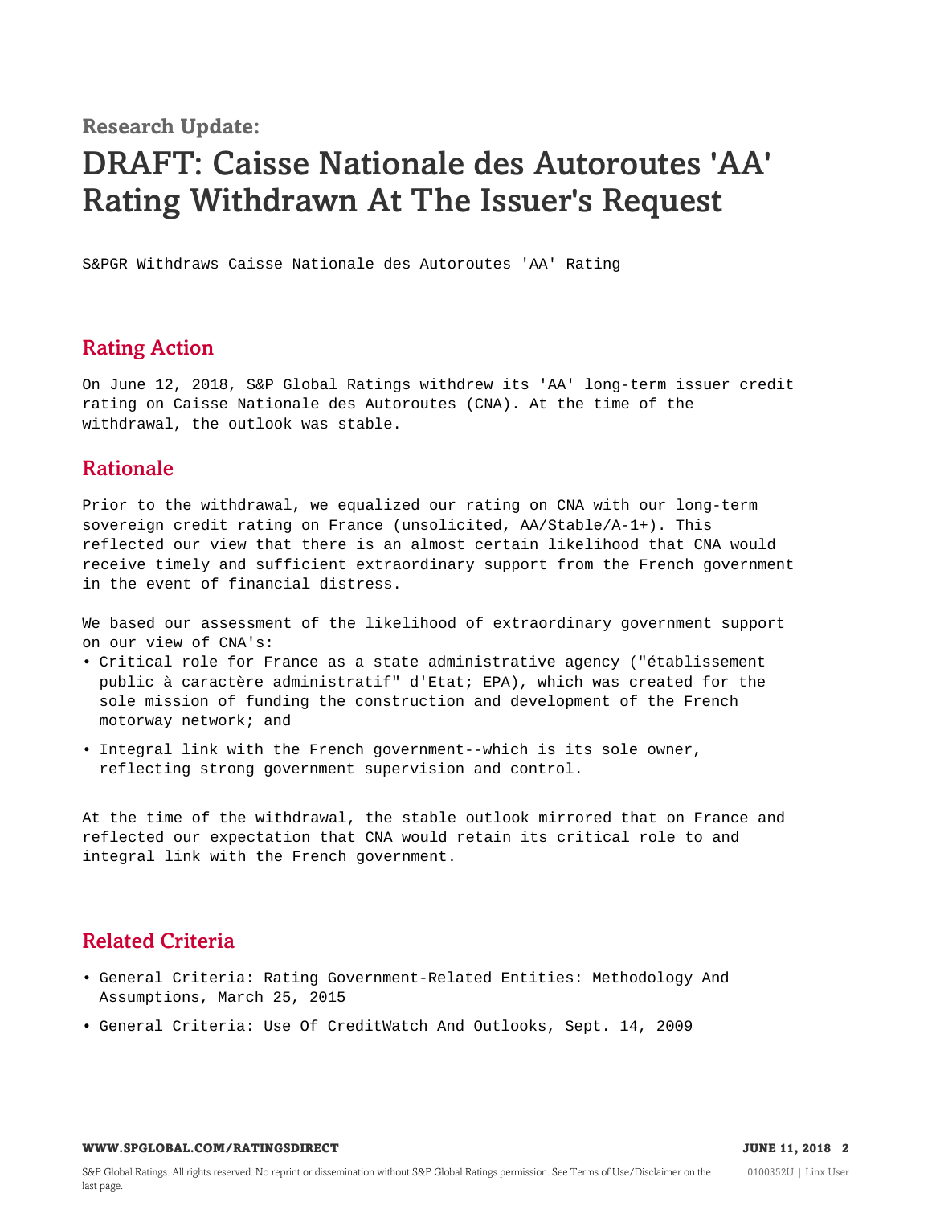**Research Update:**

# DRAFT: Caisse Nationale des Autoroutes 'AA' Rating Withdrawn At The Issuer's Request

S&PGR Withdraws Caisse Nationale des Autoroutes 'AA' Rating

## Rating Action

On June 12, 2018, S&P Global Ratings withdrew its 'AA' long-term issuer credit rating on Caisse Nationale des Autoroutes (CNA). At the time of the withdrawal, the outlook was stable.

## Rationale

Prior to the withdrawal, we equalized our rating on CNA with our long-term sovereign credit rating on France (unsolicited, AA/Stable/A-1+). This reflected our view that there is an almost certain likelihood that CNA would receive timely and sufficient extraordinary support from the French government in the event of financial distress.

We based our assessment of the likelihood of extraordinary government support on our view of CNA's:

- Critical role for France as a state administrative agency ("établissement public à caractère administratif" d'Etat; EPA), which was created for the sole mission of funding the construction and development of the French motorway network; and
- Integral link with the French government--which is its sole owner, reflecting strong government supervision and control.

At the time of the withdrawal, the stable outlook mirrored that on France and reflected our expectation that CNA would retain its critical role to and integral link with the French government.

## Related Criteria

- General Criteria: Rating Government-Related Entities: Methodology And Assumptions, March 25, 2015
- General Criteria: Use Of CreditWatch And Outlooks, Sept. 14, 2009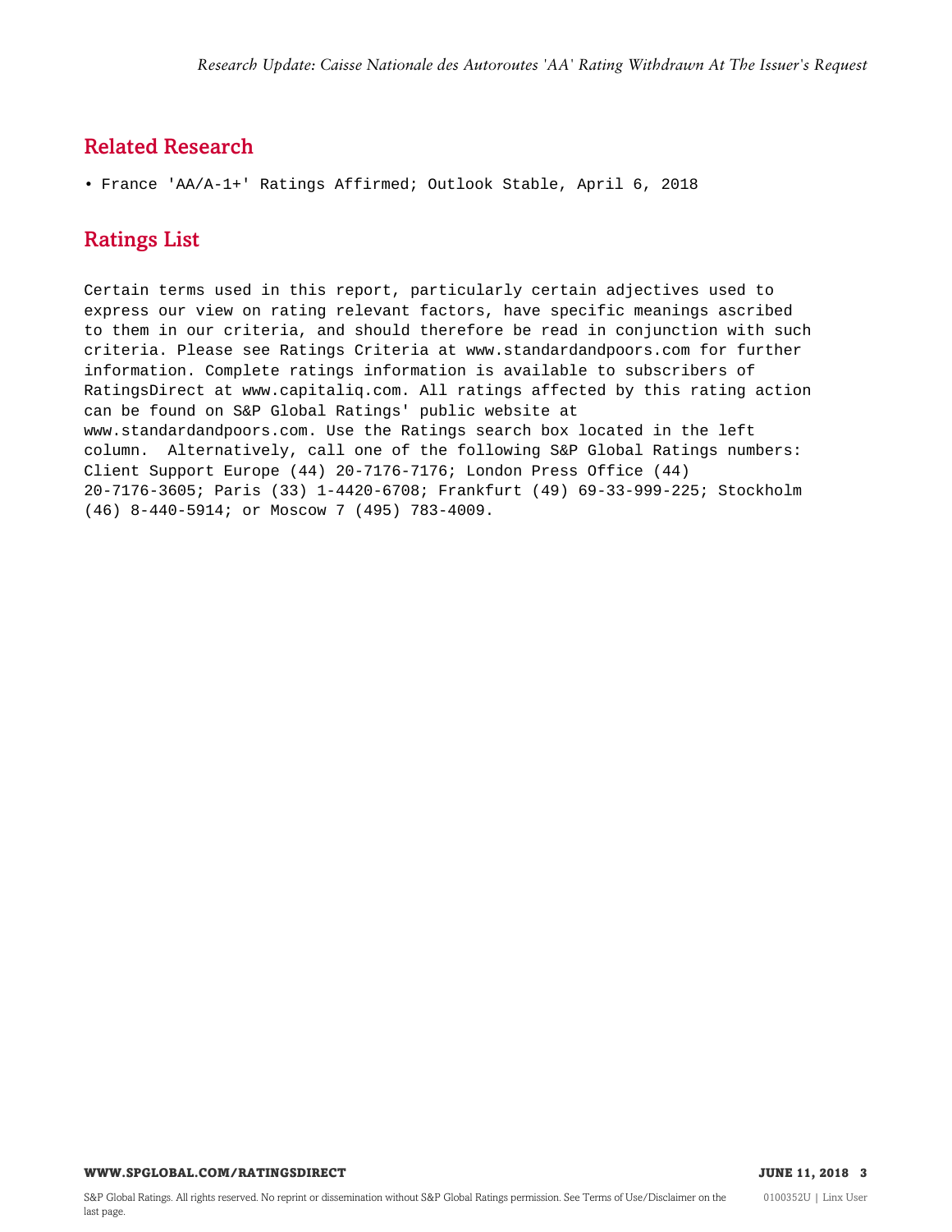## Related Research

- France 'AA/A-1+' Ratings Affirmed; Outlook Stable, April 6, 2018

## Ratings List

Certain terms used in this report, particularly certain adjectives used to express our view on rating relevant factors, have specific meanings ascribed to them in our criteria, and should therefore be read in conjunction with such criteria. Please see Ratings Criteria at www.standardandpoors.com for further information. Complete ratings information is available to subscribers of RatingsDirect at www.capitaliq.com. All ratings affected by this rating action can be found on S&P Global Ratings' public website at www.standardandpoors.com. Use the Ratings search box located in the left column. Alternatively, call one of the following S&P Global Ratings numbers: Client Support Europe (44) 20-7176-7176; London Press Office (44) 20-7176-3605; Paris (33) 1-4420-6708; Frankfurt (49) 69-33-999-225; Stockholm (46) 8-440-5914; or Moscow 7 (495) 783-4009.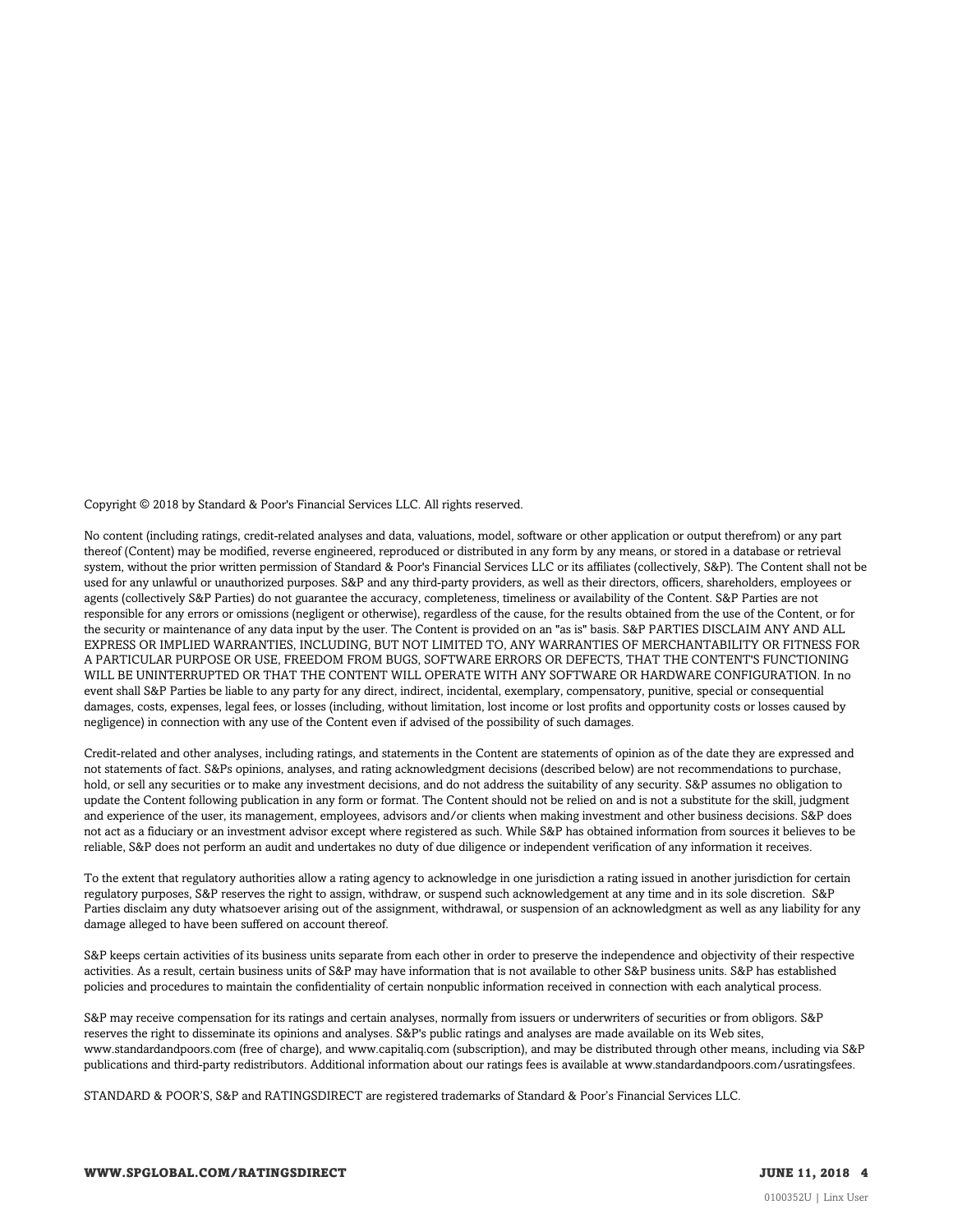Copyright © 2018 by Standard & Poor's Financial Services LLC. All rights reserved.

No content (including ratings, credit-related analyses and data, valuations, model, software or other application or output therefrom) or any part thereof (Content) may be modified, reverse engineered, reproduced or distributed in any form by any means, or stored in a database or retrieval system, without the prior written permission of Standard & Poor's Financial Services LLC or its affiliates (collectively, S&P). The Content shall not be used for any unlawful or unauthorized purposes. S&P and any third-party providers, as well as their directors, officers, shareholders, employees or agents (collectively S&P Parties) do not guarantee the accuracy, completeness, timeliness or availability of the Content. S&P Parties are not responsible for any errors or omissions (negligent or otherwise), regardless of the cause, for the results obtained from the use of the Content, or for the security or maintenance of any data input by the user. The Content is provided on an "as is" basis. S&P PARTIES DISCLAIM ANY AND ALL EXPRESS OR IMPLIED WARRANTIES, INCLUDING, BUT NOT LIMITED TO, ANY WARRANTIES OF MERCHANTABILITY OR FITNESS FOR A PARTICULAR PURPOSE OR USE, FREEDOM FROM BUGS, SOFTWARE ERRORS OR DEFECTS, THAT THE CONTENT'S FUNCTIONING WILL BE UNINTERRUPTED OR THAT THE CONTENT WILL OPERATE WITH ANY SOFTWARE OR HARDWARE CONFIGURATION. In no event shall S&P Parties be liable to any party for any direct, indirect, incidental, exemplary, compensatory, punitive, special or consequential damages, costs, expenses, legal fees, or losses (including, without limitation, lost income or lost profits and opportunity costs or losses caused by negligence) in connection with any use of the Content even if advised of the possibility of such damages.

Credit-related and other analyses, including ratings, and statements in the Content are statements of opinion as of the date they are expressed and not statements of fact. S&Ps opinions, analyses, and rating acknowledgment decisions (described below) are not recommendations to purchase, hold, or sell any securities or to make any investment decisions, and do not address the suitability of any security. S&P assumes no obligation to update the Content following publication in any form or format. The Content should not be relied on and is not a substitute for the skill, judgment and experience of the user, its management, employees, advisors and/or clients when making investment and other business decisions. S&P does not act as a fiduciary or an investment advisor except where registered as such. While S&P has obtained information from sources it believes to be reliable, S&P does not perform an audit and undertakes no duty of due diligence or independent verification of any information it receives.

To the extent that regulatory authorities allow a rating agency to acknowledge in one jurisdiction a rating issued in another jurisdiction for certain regulatory purposes, S&P reserves the right to assign, withdraw, or suspend such acknowledgement at any time and in its sole discretion. S&P Parties disclaim any duty whatsoever arising out of the assignment, withdrawal, or suspension of an acknowledgment as well as any liability for any damage alleged to have been suffered on account thereof.

S&P keeps certain activities of its business units separate from each other in order to preserve the independence and objectivity of their respective activities. As a result, certain business units of S&P may have information that is not available to other S&P business units. S&P has established policies and procedures to maintain the confidentiality of certain nonpublic information received in connection with each analytical process.

S&P may receive compensation for its ratings and certain analyses, normally from issuers or underwriters of securities or from obligors. S&P reserves the right to disseminate its opinions and analyses. S&P's public ratings and analyses are made available on its Web sites, www.standardandpoors.com (free of charge), and www.capitaliq.com (subscription), and may be distributed through other means, including via S&P publications and third-party redistributors. Additional information about our ratings fees is available at www.standardandpoors.com/usratingsfees.

STANDARD & POOR'S, S&P and RATINGSDIRECT are registered trademarks of Standard & Poor's Financial Services LLC.